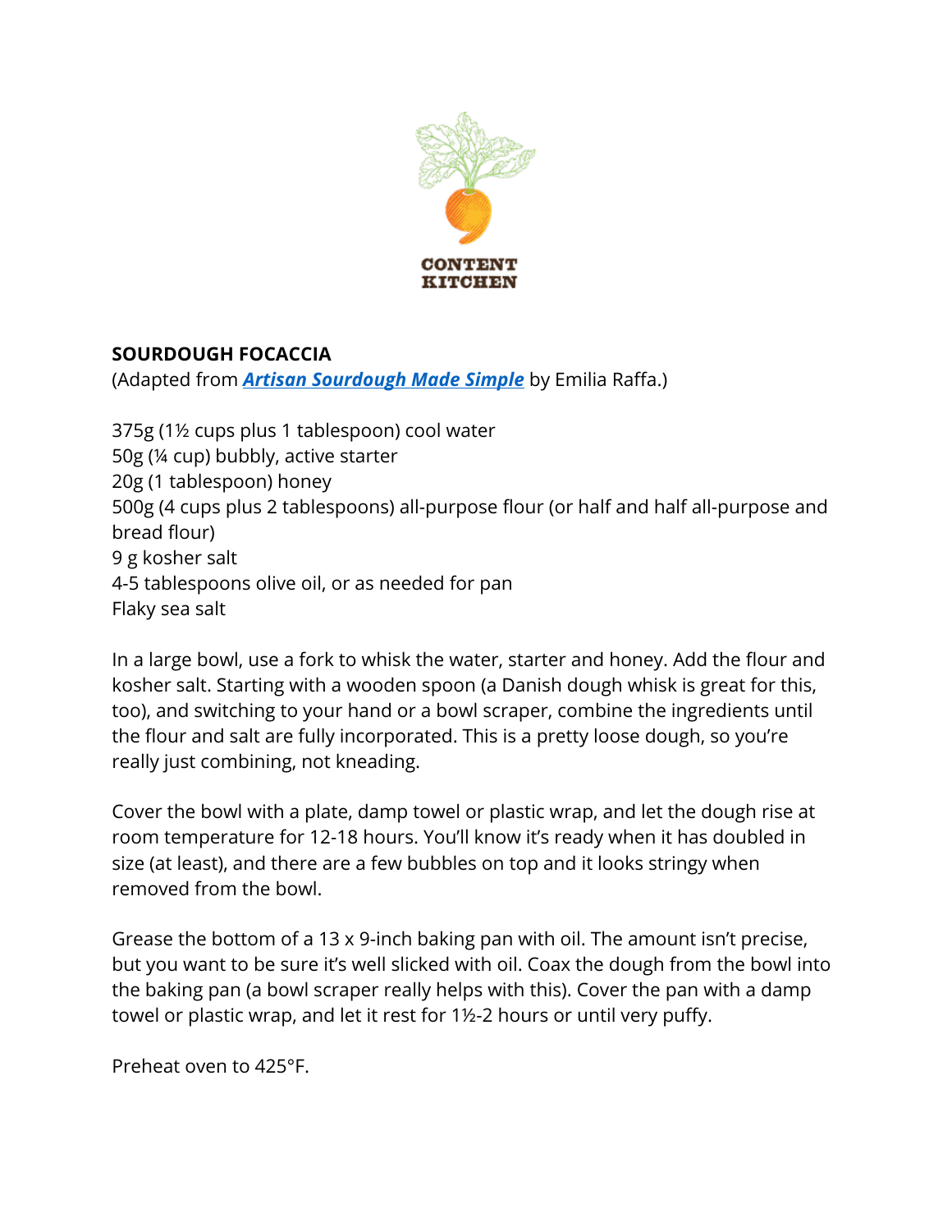CONTENT KITCHEN

**SOURDOUGH FOCACCIA**

(Adapted from ***Artisan Sourdough Made Simple*** by Emilia Raffa.)

375g (1½ cups plus 1 tablespoon) cool water
50g (¼ cup) bubbly, active starter
20g (1 tablespoon) honey
500g (4 cups plus 2 tablespoons) all-purpose flour (or half and half all-purpose and bread flour)
9 g kosher salt
4-5 tablespoons olive oil, or as needed for pan
Flaky sea salt

In a large bowl, use a fork to whisk the water, starter and honey. Add the flour and kosher salt. Starting with a wooden spoon (a Danish dough whisk is great for this, too), and switching to your hand or a bowl scraper, combine the ingredients until the flour and salt are fully incorporated. This is a pretty loose dough, so you're really just combining, not kneading.

Cover the bowl with a plate, damp towel or plastic wrap, and let the dough rise at room temperature for 12-18 hours. You'll know it's ready when it has doubled in size (at least), and there are a few bubbles on top and it looks stringy when removed from the bowl.

Grease the bottom of a 13 x 9-inch baking pan with oil. The amount isn't precise, but you want to be sure it's well slicked with oil. Coax the dough from the bowl into the baking pan (a bowl scraper really helps with this). Cover the pan with a damp towel or plastic wrap, and let it rest for 1½-2 hours or until very puffy.

Preheat oven to 425°F.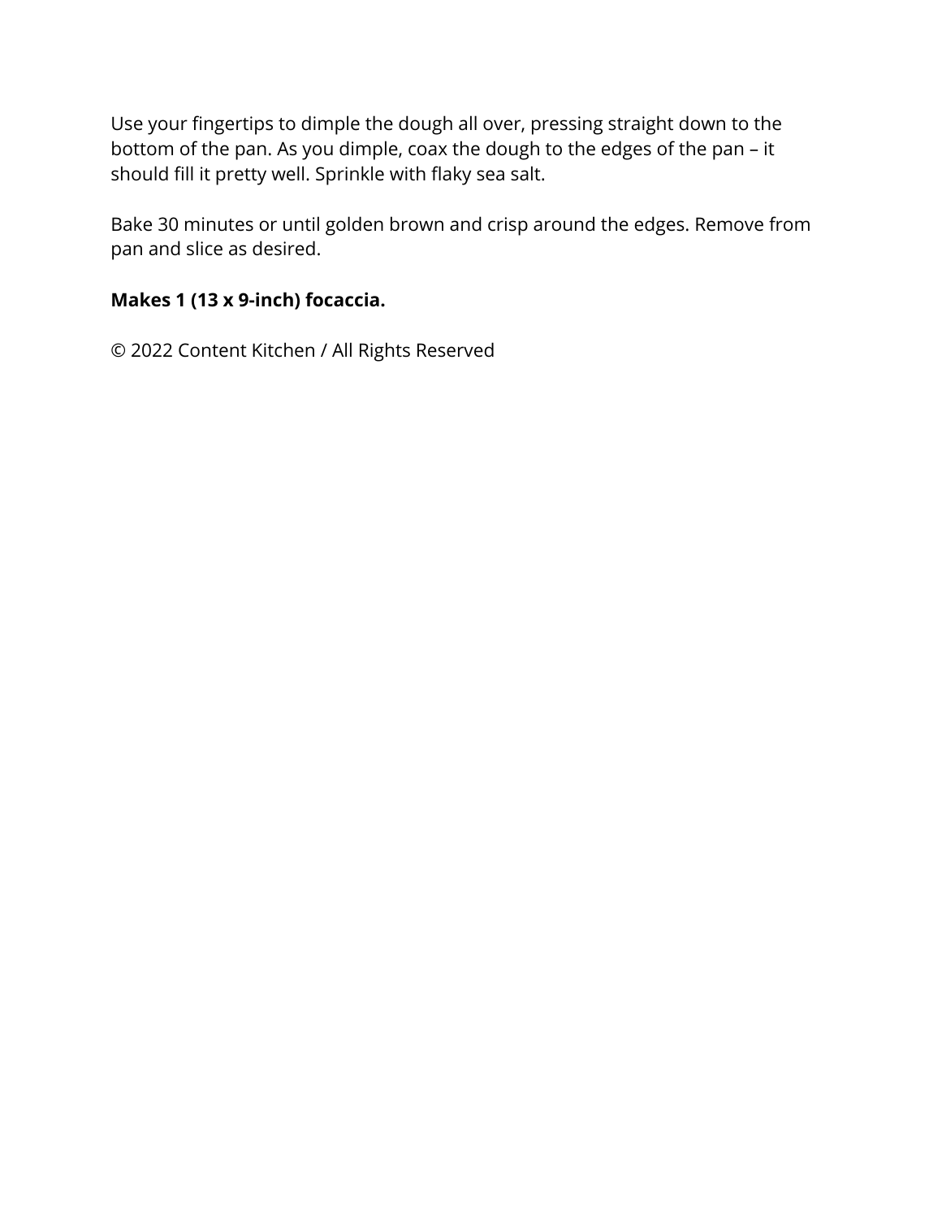Use your fingertips to dimple the dough all over, pressing straight down to the bottom of the pan. As you dimple, coax the dough to the edges of the pan – it should fill it pretty well. Sprinkle with flaky sea salt.

Bake 30 minutes or until golden brown and crisp around the edges. Remove from pan and slice as desired.

**Makes 1 (13 x 9-inch) focaccia.**

© 2022 Content Kitchen / All Rights Reserved